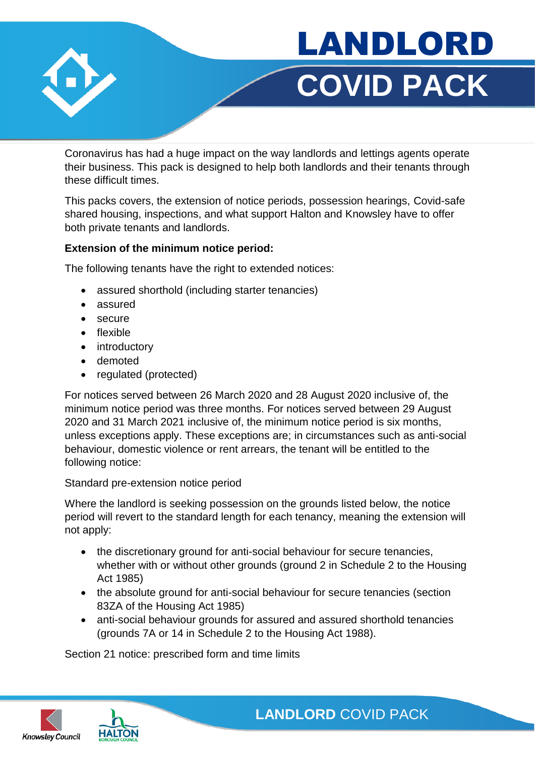# LANDLORD COVID PACK

Coronavirus has had a huge impact on the way landlords and lettings agents operate their business. This pack is designed to help both landlords and their tenants through these difficult times.

This packs covers, the extension of notice periods, possession hearings, Covid-safe shared housing, inspections, and what support Halton and Knowsley have to offer both private tenants and landlords.

**Extension of the minimum notice period:**

The following tenants have the right to extended notices:

- assured shorthold (including starter tenancies)
- assured
- secure
- flexible
- introductory
- demoted
- regulated (protected)

For notices served between 26 March 2020 and 28 August 2020 inclusive of, the minimum notice period was three months. For notices served between 29 August 2020 and 31 March 2021 inclusive of, the minimum notice period is six months, unless exceptions apply. These exceptions are; in circumstances such as anti-social behaviour, domestic violence or rent arrears, the tenant will be entitled to the following notice:

Standard pre-extension notice period

Where the landlord is seeking possession on the grounds listed below, the notice period will revert to the standard length for each tenancy, meaning the extension will not apply:

- the discretionary ground for anti-social behaviour for secure tenancies, whether with or without other grounds (ground 2 in Schedule 2 to the Housing Act 1985)
- the absolute ground for anti-social behaviour for secure tenancies (section 83ZA of the Housing Act 1985)
- anti-social behaviour grounds for assured and assured shorthold tenancies (grounds 7A or 14 in Schedule 2 to the Housing Act 1988).

Section 21 notice: prescribed form and time limits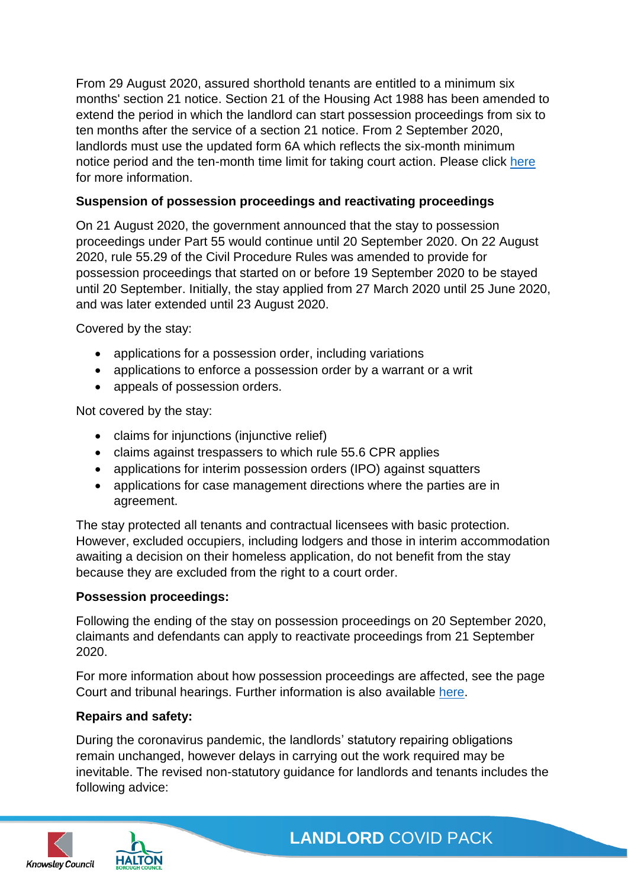From 29 August 2020, assured shorthold tenants are entitled to a minimum six months' section 21 notice. Section 21 of the Housing Act 1988 has been amended to extend the period in which the landlord can start possession proceedings from six to ten months after the service of a section 21 notice. From 2 September 2020, landlords must use the updated form 6A which reflects the six-month minimum notice period and the ten-month time limit for taking court action. Please click [here](#) for more information.

**Suspension of possession proceedings and reactivating proceedings**

On 21 August 2020, the government announced that the stay to possession proceedings under Part 55 would continue until 20 September 2020. On 22 August 2020, rule 55.29 of the Civil Procedure Rules was amended to provide for possession proceedings that started on or before 19 September 2020 to be stayed until 20 September. Initially, the stay applied from 27 March 2020 until 25 June 2020, and was later extended until 23 August 2020.

Covered by the stay:

- applications for a possession order, including variations
- applications to enforce a possession order by a warrant or a writ
- appeals of possession orders.

Not covered by the stay:

- claims for injunctions (injunctive relief)
- claims against trespassers to which rule 55.6 CPR applies
- applications for interim possession orders (IPO) against squatters
- applications for case management directions where the parties are in agreement.

The stay protected all tenants and contractual licensees with basic protection. However, excluded occupiers, including lodgers and those in interim accommodation awaiting a decision on their homeless application, do not benefit from the stay because they are excluded from the right to a court order.

**Possession proceedings:**

Following the ending of the stay on possession proceedings on 20 September 2020, claimants and defendants can apply to reactivate proceedings from 21 September 2020.

For more information about how possession proceedings are affected, see the page Court and tribunal hearings. Further information is also available [here](#).

**Repairs and safety:**

During the coronavirus pandemic, the landlords' statutory repairing obligations remain unchanged, however delays in carrying out the work required may be inevitable. The revised non-statutory guidance for landlords and tenants includes the following advice: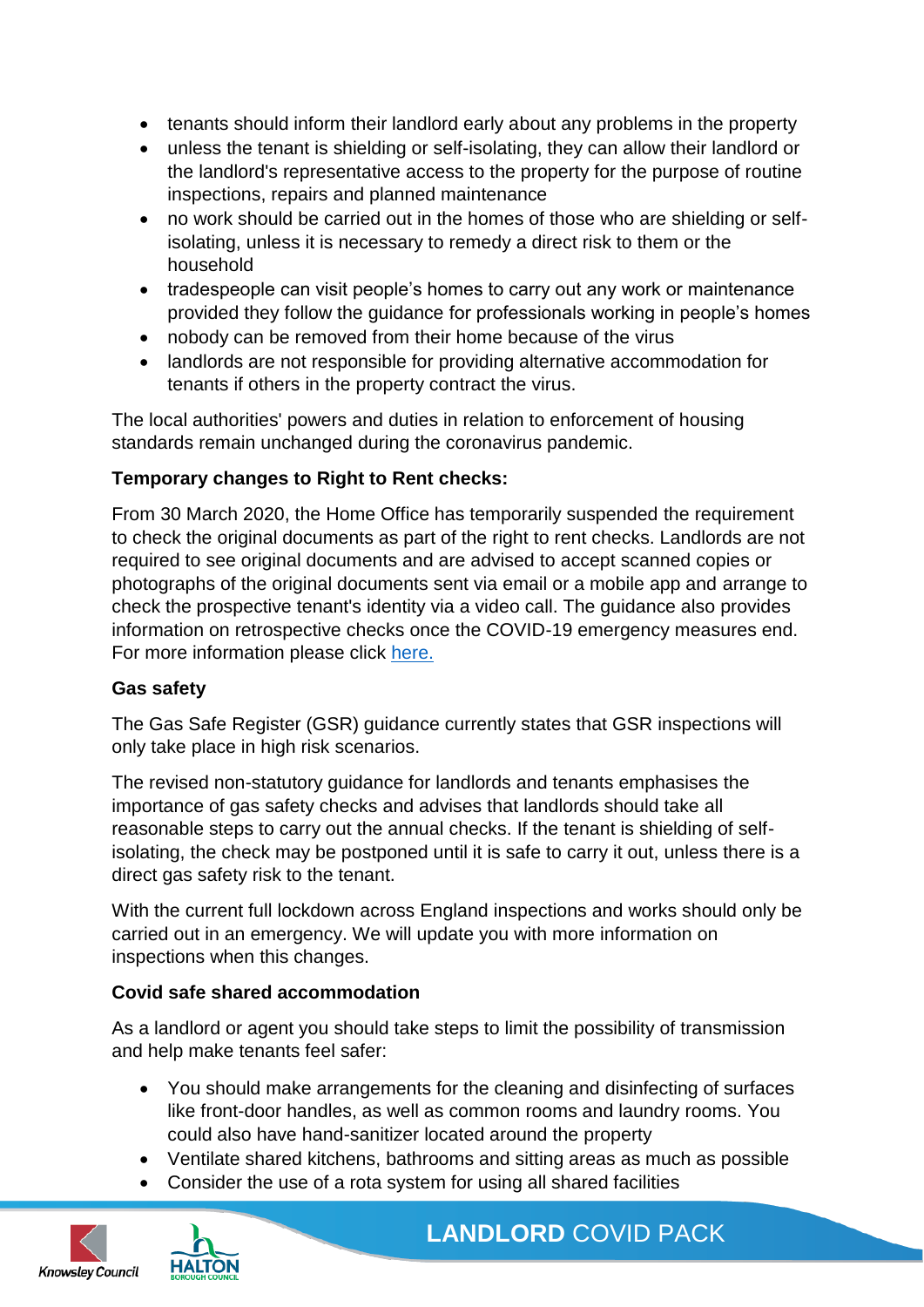- tenants should inform their landlord early about any problems in the property
- unless the tenant is shielding or self-isolating, they can allow their landlord or the landlord's representative access to the property for the purpose of routine inspections, repairs and planned maintenance
- no work should be carried out in the homes of those who are shielding or self-isolating, unless it is necessary to remedy a direct risk to them or the household
- tradespeople can visit people's homes to carry out any work or maintenance provided they follow the guidance for professionals working in people's homes
- nobody can be removed from their home because of the virus
- landlords are not responsible for providing alternative accommodation for tenants if others in the property contract the virus.

The local authorities' powers and duties in relation to enforcement of housing standards remain unchanged during the coronavirus pandemic.

**Temporary changes to Right to Rent checks:**

From 30 March 2020, the Home Office has temporarily suspended the requirement to check the original documents as part of the right to rent checks. Landlords are not required to see original documents and are advised to accept scanned copies or photographs of the original documents sent via email or a mobile app and arrange to check the prospective tenant's identity via a video call. The guidance also provides information on retrospective checks once the COVID-19 emergency measures end. For more information please click here.

**Gas safety**

The Gas Safe Register (GSR) guidance currently states that GSR inspections will only take place in high risk scenarios.

The revised non-statutory guidance for landlords and tenants emphasises the importance of gas safety checks and advises that landlords should take all reasonable steps to carry out the annual checks. If the tenant is shielding of self-isolating, the check may be postponed until it is safe to carry it out, unless there is a direct gas safety risk to the tenant.

With the current full lockdown across England inspections and works should only be carried out in an emergency. We will update you with more information on inspections when this changes.

**Covid safe shared accommodation**

As a landlord or agent you should take steps to limit the possibility of transmission and help make tenants feel safer:

- You should make arrangements for the cleaning and disinfecting of surfaces like front-door handles, as well as common rooms and laundry rooms. You could also have hand-sanitizer located around the property
- Ventilate shared kitchens, bathrooms and sitting areas as much as possible
- Consider the use of a rota system for using all shared facilities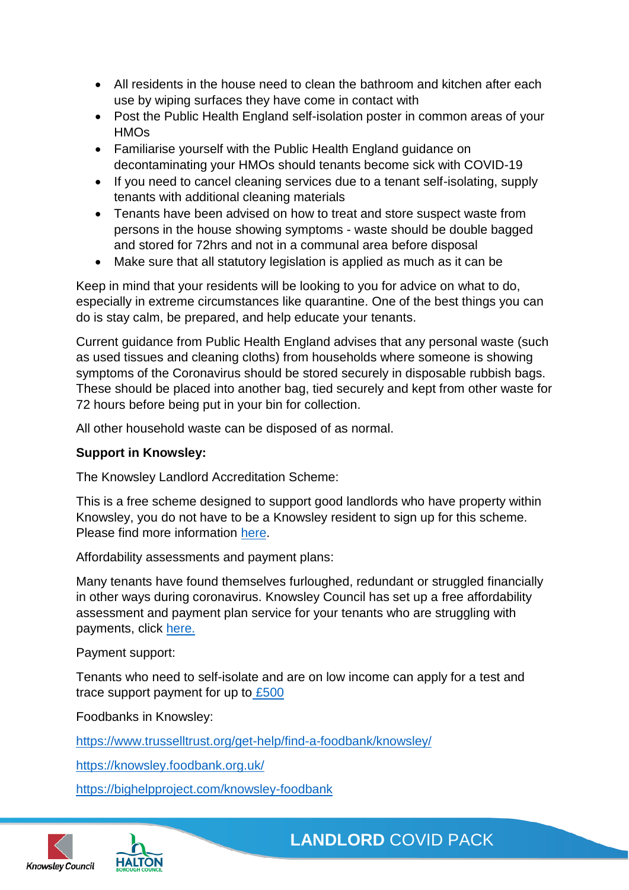- All residents in the house need to clean the bathroom and kitchen after each use by wiping surfaces they have come in contact with
- Post the Public Health England self-isolation poster in common areas of your HMOs
- Familiarise yourself with the Public Health England guidance on decontaminating your HMOs should tenants become sick with COVID-19
- If you need to cancel cleaning services due to a tenant self-isolating, supply tenants with additional cleaning materials
- Tenants have been advised on how to treat and store suspect waste from persons in the house showing symptoms - waste should be double bagged and stored for 72hrs and not in a communal area before disposal
- Make sure that all statutory legislation is applied as much as it can be

Keep in mind that your residents will be looking to you for advice on what to do, especially in extreme circumstances like quarantine. One of the best things you can do is stay calm, be prepared, and help educate your tenants.

Current guidance from Public Health England advises that any personal waste (such as used tissues and cleaning cloths) from households where someone is showing symptoms of the Coronavirus should be stored securely in disposable rubbish bags. These should be placed into another bag, tied securely and kept from other waste for 72 hours before being put in your bin for collection.

All other household waste can be disposed of as normal.

**Support in Knowsley:**

The Knowsley Landlord Accreditation Scheme:

This is a free scheme designed to support good landlords who have property within Knowsley, you do not have to be a Knowsley resident to sign up for this scheme. Please find more information here.

Affordability assessments and payment plans:

Many tenants have found themselves furloughed, redundant or struggled financially in other ways during coronavirus. Knowsley Council has set up a free affordability assessment and payment plan service for your tenants who are struggling with payments, click here.

Payment support:

Tenants who need to self-isolate and are on low income can apply for a test and trace support payment for up to £500

Foodbanks in Knowsley:

https://www.trusselltrust.org/get-help/find-a-foodbank/knowsley/

https://knowsley.foodbank.org.uk/

https://bighelpproject.com/knowsley-foodbank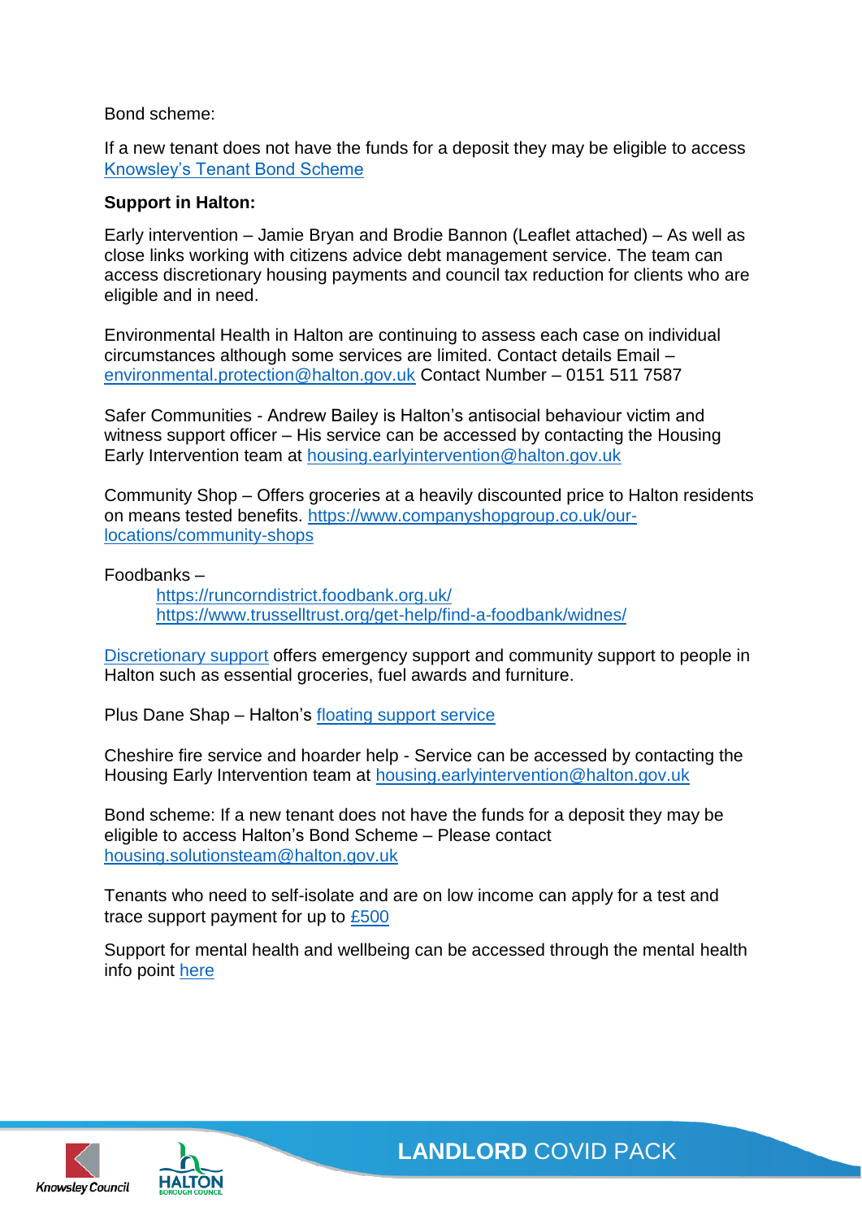Bond scheme:

If a new tenant does not have the funds for a deposit they may be eligible to access [Knowsley's Tenant Bond Scheme]

**Support in Halton:**

Early intervention – Jamie Bryan and Brodie Bannon (Leaflet attached) – As well as close links working with citizens advice debt management service. The team can access discretionary housing payments and council tax reduction for clients who are eligible and in need.

Environmental Health in Halton are continuing to assess each case on individual circumstances although some services are limited. Contact details Email – environmental.protection@halton.gov.uk Contact Number – 0151 511 7587

Safer Communities - Andrew Bailey is Halton's antisocial behaviour victim and witness support officer – His service can be accessed by contacting the Housing Early Intervention team at housing.earlyintervention@halton.gov.uk

Community Shop – Offers groceries at a heavily discounted price to Halton residents on means tested benefits. https://www.companyshopgroup.co.uk/our-locations/community-shops

Foodbanks –

https://runcorndistrict.foodbank.org.uk/
https://www.trusselltrust.org/get-help/find-a-foodbank/widnes/

Discretionary support offers emergency support and community support to people in Halton such as essential groceries, fuel awards and furniture.

Plus Dane Shap – Halton's floating support service

Cheshire fire service and hoarder help - Service can be accessed by contacting the Housing Early Intervention team at housing.earlyintervention@halton.gov.uk

Bond scheme: If a new tenant does not have the funds for a deposit they may be eligible to access Halton's Bond Scheme – Please contact housing.solutionsteam@halton.gov.uk

Tenants who need to self-isolate and are on low income can apply for a test and trace support payment for up to £500

Support for mental health and wellbeing can be accessed through the mental health info point here